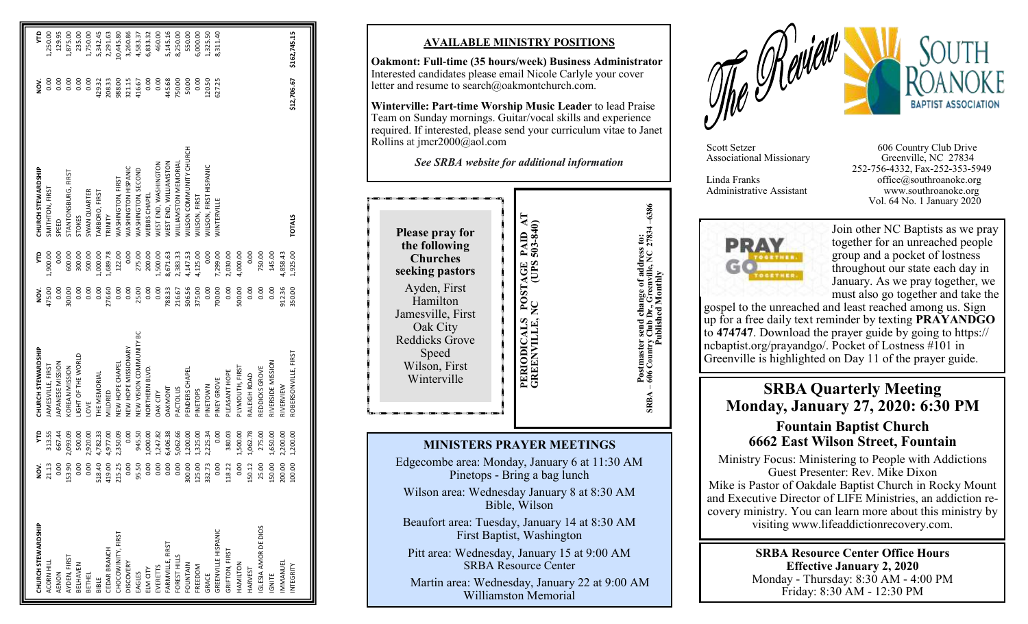# The Review

## SOUTH ROANOKE BAPTIST ASSOCIATION

Scott Setzer
Associational Missionary

Linda Franks
Administrative Assistant

606 Country Club Drive
Greenville, NC 27834
252-756-4332, Fax-252-353-5949
office@southroanoke.org
www.southroanoke.org
Vol. 64 No. 1 January 2020

## AVAILABLE MINISTRY POSITIONS

**Oakmont: Full-time (35 hours/week) Business Administrator** Interested candidates please email Nicole Carlyle your cover letter and resume to search@oakmontchurch.com.

**Winterville: Part-time Worship Music Leader** to lead Praise Team on Sunday mornings. Guitar/vocal skills and experience required. If interested, please send your curriculum vitae to Janet Rollins at jmcr2000@aol.com

*See SRBA website for additional information*

**Please pray for the following Churches seeking pastors**

Ayden, First
Hamilton
Jamesville, First
Oak City
Reddicks Grove
Speed
Wilson, First
Winterville

**PERIODICALS POSTAGE PAID AT GREENVILLE, NC (UPS 503-840)**

**Postmaster send change of address to:
SRBA – 606 Country Club Dr., Greenville, NC 27834 –6386
Published Monthly**

## MINISTERS PRAYER MEETINGS

Edgecombe area: Monday, January 6 at 11:30 AM
Pinetops - Bring a bag lunch

Wilson area: Wednesday January 8 at 8:30 AM
Bible, Wilson

Beaufort area: Tuesday, January 14 at 8:30 AM
First Baptist, Washington

Pitt area: Wednesday, January 15 at 9:00 AM
SRBA Resource Center

Martin area: Wednesday, January 22 at 9:00 AM
Williamston Memorial

**PRAY TOGETHER. GO TOGETHER.**

Join other NC Baptists as we pray together for an unreached people group and a pocket of lostness throughout our state each day in January. As we pray together, we must also go together and take the gospel to the unreached and least reached among us. Sign up for a free daily text reminder by texting **PRAYANDGO** to **474747**. Download the prayer guide by going to https://ncbaptist.org/prayandgo/. Pocket of Lostness #101 in Greenville is highlighted on Day 11 of the prayer guide.

## SRBA Quarterly Meeting
## Monday, January 27, 2020: 6:30 PM

### Fountain Baptist Church
### 6662 East Wilson Street, Fountain

Ministry Focus: Ministering to People with Addictions
Guest Presenter: Rev. Mike Dixon
Mike is Pastor of Oakdale Baptist Church in Rocky Mount and Executive Director of LIFE Ministries, an addiction recovery ministry. You can learn more about this ministry by visiting www.lifeaddictionrecovery.com.

**SRBA Resource Center Office Hours**
**Effective January 2, 2020**
Monday - Thursday: 8:30 AM - 4:00 PM
Friday: 8:30 AM - 12:30 PM

| CHURCH STEWARDSHIP | NOV. | YTD |
|---|---|---|
| ACORN HILL | 21.13 | 313.55 |
| AENON | 0.00 | 667.44 |
| AYDEN, FIRST | 153.90 | 2,093.09 |
| BELHAVEN | 0.00 | 500.00 |
| BETHEL | 0.00 | 2,920.00 |
| BIBLE | 518.40 | 4,782.33 |
| CEDAR BRANCH | 419.00 | 4,977.00 |
| CHOCOWINITY, FIRST | 215.25 | 2,350.09 |
| DISCOVERY | 0.00 | 0.00 |
| EAGLES | 95.50 | 945.50 |
| ELM CITY | 0.00 | 1,000.00 |
| EVERETTS | 0.00 | 1,247.82 |
| FARMVILLE, FIRST | 0.00 | 6,406.38 |
| FOREST HILLS | 0.00 | 5,062.66 |
| FOUNTAIN | 300.00 | 1,200.00 |
| FREEDOM | 125.00 | 1,325.00 |
| GRACE | 332.73 | 2,225.34 |
| GREENVILLE HISPANIC | 0.00 | 0.00 |
| GRIFTON, FIRST | 118.22 | 380.03 |
| HAMILTON | 0.00 | 1,500.00 |
| HARVEST | 150.12 | 1,062.78 |
| IGLESIA AMOR DE DIOS | 25.00 | 275.00 |
| IGNITE | 150.00 | 1,650.00 |
| IMMANUEL | 200.00 | 2,200.00 |
| INTEGRITY | 100.00 | 1,200.00 |

| CHURCH STEWARDSHIP | NOV. | YTD |
|---|---|---|
| JAMESVILLE, FIRST | 475.00 | 1,900.00 |
| JAPANESE MISSION | 0.00 | 0.00 |
| KOREAN MISSION | 300.00 | 600.00 |
| LIGHT OF THE WORLD | 0.00 | 300.00 |
| LOVE | 0.00 | 500.00 |
| THE MEMORIAL | 0.00 | 1,000.00 |
| MILDRED | 276.60 | 1,689.78 |
| NEW HOPE CHAPEL | 0.00 | 122.00 |
| NEW HOPE MISSIONARY | 0.00 | 0.00 |
| NEW VISION COMMUNITY BC | 25.00 | 275.00 |
| NORTHERN BLVD. | 0.00 | 200.00 |
| OAK CITY | 0.00 | 1,500.00 |
| OAKMONT | 788.33 | 8,671.63 |
| PACTOLUS | 216.67 | 2,383.33 |
| PENDERS CHAPEL | 506.56 | 4,147.53 |
| PINETOPS | 375.00 | 4,125.00 |
| PINETOWN | 0.00 | 0.00 |
| PINEY GROVE | 700.00 | 7,299.00 |
| PLEASANT HOPE | 0.00 | 2,030.00 |
| PLYMOUTH, FIRST | 500.00 | 4,000.00 |
| RALEIGH ROAD | 0.00 | 0.00 |
| REDDICKS GROVE | 0.00 | 750.00 |
| RIVERSIDE MISSION | 0.00 | 145.00 |
| RIVERVIEW | 912.36 | 4,858.43 |
| ROBERSONVILLE, FIRST | 350.00 | 1,925.00 |

| CHURCH STEWARDSHIP | NOV. | YTD |
|---|---|---|
| SMITHTON, FIRST | 0.00 | 1,250.00 |
| SPEED | 0.00 | 129.95 |
| STANTONSBURG, FIRST | 0.00 | 1,875.00 |
| STOKES | 0.00 | 235.00 |
| SWAN QUARTER | 0.00 | 1,750.00 |
| TARBORO, FIRST | 429.32 | 5,342.45 |
| TRINITY | 208.33 | 2,291.63 |
| WASHINGTON, FIRST | 988.00 | 10,445.80 |
| WASHINGTON HISPANIC | 321.15 | 3,260.86 |
| WASHINGTON, SECOND | 416.67 | 4,583.37 |
| WEBBS CHAPEL | 0.00 | 6,833.32 |
| WEST END, WASHINGTON | 0.00 | 460.00 |
| WEST END, WILLIAMSTON | 445.68 | 5,145.16 |
| WILLIAMSTON MEMORIAL | 750.00 | 8,250.00 |
| WILSON COMMUNITY CHURCH | 50.00 | 550.00 |
| WILSON, FIRST | 0.00 | 6,000.00 |
| WILSON, FIRST HISPANIC | 120.50 | 1,325.50 |
| WINTERVILLE | 627.25 | 8,311.40 |
| TOTALS | $12,706.67 | $162,745.15 |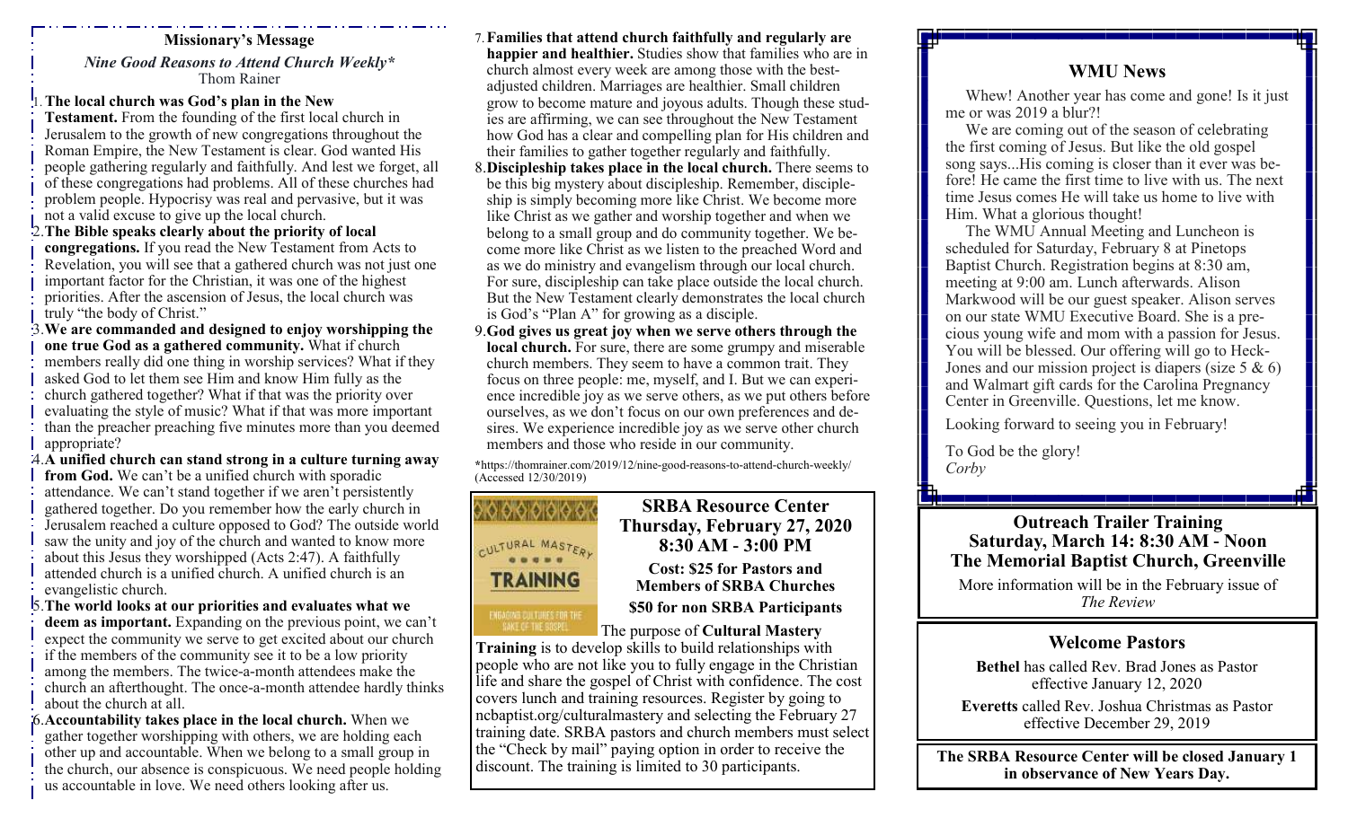## Missionary's Message

***Nine Good Reasons to Attend Church Weekly**** 
Thom Rainer

1. **The local church was God's plan in the New Testament.** From the founding of the first local church in Jerusalem to the growth of new congregations throughout the Roman Empire, the New Testament is clear. God wanted His people gathering regularly and faithfully. And lest we forget, all of these congregations had problems. All of these churches had problem people. Hypocrisy was real and pervasive, but it was not a valid excuse to give up the local church.
2. **The Bible speaks clearly about the priority of local congregations.** If you read the New Testament from Acts to Revelation, you will see that a gathered church was not just one important factor for the Christian, it was one of the highest priorities. After the ascension of Jesus, the local church was truly "the body of Christ."
3. **We are commanded and designed to enjoy worshipping the one true God as a gathered community.** What if church members really did one thing in worship services? What if they asked God to let them see Him and know Him fully as the church gathered together? What if that was the priority over evaluating the style of music? What if that was more important than the preacher preaching five minutes more than you deemed appropriate?
4. **A unified church can stand strong in a culture turning away from God.** We can't be a unified church with sporadic attendance. We can't stand together if we aren't persistently gathered together. Do you remember how the early church in Jerusalem reached a culture opposed to God? The outside world saw the unity and joy of the church and wanted to know more about this Jesus they worshipped (Acts 2:47). A faithfully attended church is a unified church. A unified church is an evangelistic church.
5. **The world looks at our priorities and evaluates what we deem as important.** Expanding on the previous point, we can't expect the community we serve to get excited about our church if the members of the community see it to be a low priority among the members. The twice-a-month attendees make the church an afterthought. The once-a-month attendee hardly thinks about the church at all.
6. **Accountability takes place in the local church.** When we gather together worshipping with others, we are holding each other up and accountable. When we belong to a small group in the church, our absence is conspicuous. We need people holding us accountable in love. We need others looking after us.
7. **Families that attend church faithfully and regularly are happier and healthier.** Studies show that families who are in church almost every week are among those with the best-adjusted children. Marriages are healthier. Small children grow to become mature and joyous adults. Though these studies are affirming, we can see throughout the New Testament how God has a clear and compelling plan for His children and their families to gather together regularly and faithfully.
8. **Discipleship takes place in the local church.** There seems to be this big mystery about discipleship. Remember, discipleship is simply becoming more like Christ. We become more like Christ as we gather and worship together and when we belong to a small group and do community together. We become more like Christ as we listen to the preached Word and as we do ministry and evangelism through our local church. For sure, discipleship can take place outside the local church. But the New Testament clearly demonstrates the local church is God's "Plan A" for growing as a disciple.
9. **God gives us great joy when we serve others through the local church.** For sure, there are some grumpy and miserable church members. They seem to have a common trait. They focus on three people: me, myself, and I. But we can experience incredible joy as we serve others, as we put others before ourselves, as we don't focus on our own preferences and desires. We experience incredible joy as we serve other church members and those who reside in our community.

*https://thomrainer.com/2019/12/nine-good-reasons-to-attend-church-weekly/ (Accessed 12/30/2019)

## SRBA Resource Center
## Thursday, February 27, 2020
## 8:30 AM - 3:00 PM

**Cost: $25 for Pastors and Members of SRBA Churches**

**$50 for non SRBA Participants**

The purpose of **Cultural Mastery Training** is to develop skills to build relationships with people who are not like you to fully engage in the Christian life and share the gospel of Christ with confidence. The cost covers lunch and training resources. Register by going to ncbaptist.org/culturalmastery and selecting the February 27 training date. SRBA pastors and church members must select the "Check by mail" paying option in order to receive the discount. The training is limited to 30 participants.

## WMU News

Whew! Another year has come and gone! Is it just me or was 2019 a blur?!

We are coming out of the season of celebrating the first coming of Jesus. But like the old gospel song says...His coming is closer than it ever was before! He came the first time to live with us. The next time Jesus comes He will take us home to live with Him. What a glorious thought!

The WMU Annual Meeting and Luncheon is scheduled for Saturday, February 8 at Pinetops Baptist Church. Registration begins at 8:30 am, meeting at 9:00 am. Lunch afterwards. Alison Markwood will be our guest speaker. Alison serves on our state WMU Executive Board. She is a precious young wife and mom with a passion for Jesus. You will be blessed. Our offering will go to Heck-Jones and our mission project is diapers (size 5 & 6) and Walmart gift cards for the Carolina Pregnancy Center in Greenville. Questions, let me know.

Looking forward to seeing you in February!

To God be the glory!
*Corby*

## Outreach Trailer Training
## Saturday, March 14: 8:30 AM - Noon
## The Memorial Baptist Church, Greenville

More information will be in the February issue of *The Review*

## Welcome Pastors

**Bethel** has called Rev. Brad Jones as Pastor effective January 12, 2020

**Everetts** called Rev. Joshua Christmas as Pastor effective December 29, 2019

**The SRBA Resource Center will be closed January 1 in observance of New Years Day.**